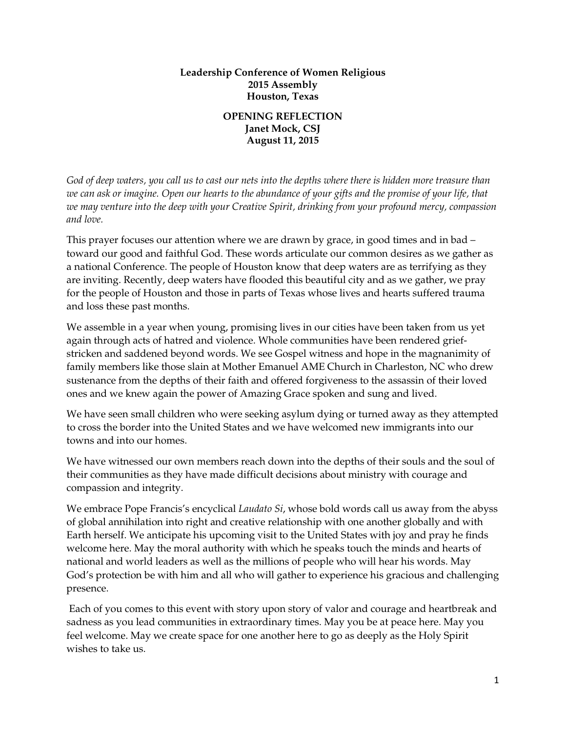**Leadership Conference of Women Religious**
**2015 Assembly**
**Houston, Texas**

**OPENING REFLECTION**
**Janet Mock, CSJ**
**August 11, 2015**

*God of deep waters, you call us to cast our nets into the depths where there is hidden more treasure than we can ask or imagine. Open our hearts to the abundance of your gifts and the promise of your life, that we may venture into the deep with your Creative Spirit, drinking from your profound mercy, compassion and love.*

This prayer focuses our attention where we are drawn by grace, in good times and in bad – toward our good and faithful God. These words articulate our common desires as we gather as a national Conference. The people of Houston know that deep waters are as terrifying as they are inviting. Recently, deep waters have flooded this beautiful city and as we gather, we pray for the people of Houston and those in parts of Texas whose lives and hearts suffered trauma and loss these past months.

We assemble in a year when young, promising lives in our cities have been taken from us yet again through acts of hatred and violence. Whole communities have been rendered grief-stricken and saddened beyond words. We see Gospel witness and hope in the magnanimity of family members like those slain at Mother Emanuel AME Church in Charleston, NC who drew sustenance from the depths of their faith and offered forgiveness to the assassin of their loved ones and we knew again the power of Amazing Grace spoken and sung and lived.

We have seen small children who were seeking asylum dying or turned away as they attempted to cross the border into the United States and we have welcomed new immigrants into our towns and into our homes.

We have witnessed our own members reach down into the depths of their souls and the soul of their communities as they have made difficult decisions about ministry with courage and compassion and integrity.

We embrace Pope Francis's encyclical *Laudato Si*, whose bold words call us away from the abyss of global annihilation into right and creative relationship with one another globally and with Earth herself. We anticipate his upcoming visit to the United States with joy and pray he finds welcome here. May the moral authority with which he speaks touch the minds and hearts of national and world leaders as well as the millions of people who will hear his words. May God's protection be with him and all who will gather to experience his gracious and challenging presence.

Each of you comes to this event with story upon story of valor and courage and heartbreak and sadness as you lead communities in extraordinary times. May you be at peace here. May you feel welcome. May we create space for one another here to go as deeply as the Holy Spirit wishes to take us.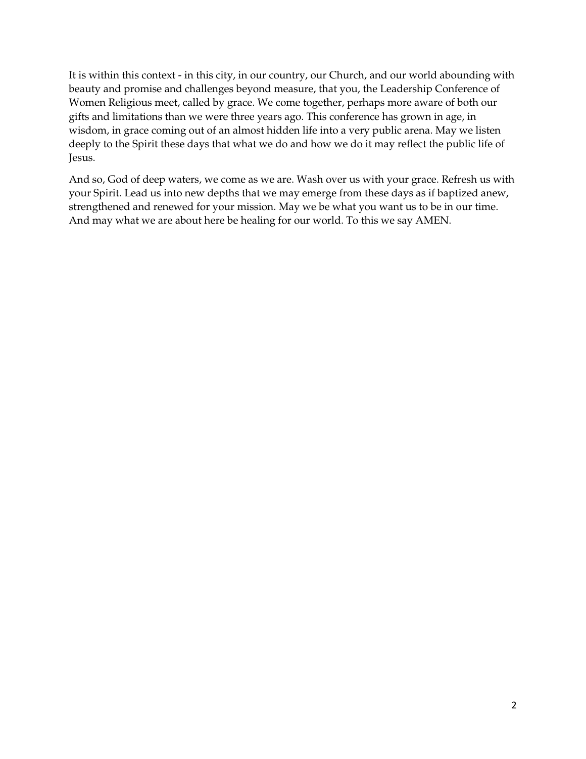It is within this context - in this city, in our country, our Church, and our world abounding with beauty and promise and challenges beyond measure, that you, the Leadership Conference of Women Religious meet, called by grace. We come together, perhaps more aware of both our gifts and limitations than we were three years ago. This conference has grown in age, in wisdom, in grace coming out of an almost hidden life into a very public arena. May we listen deeply to the Spirit these days that what we do and how we do it may reflect the public life of Jesus.

And so, God of deep waters, we come as we are. Wash over us with your grace. Refresh us with your Spirit. Lead us into new depths that we may emerge from these days as if baptized anew, strengthened and renewed for your mission. May we be what you want us to be in our time. And may what we are about here be healing for our world. To this we say AMEN.